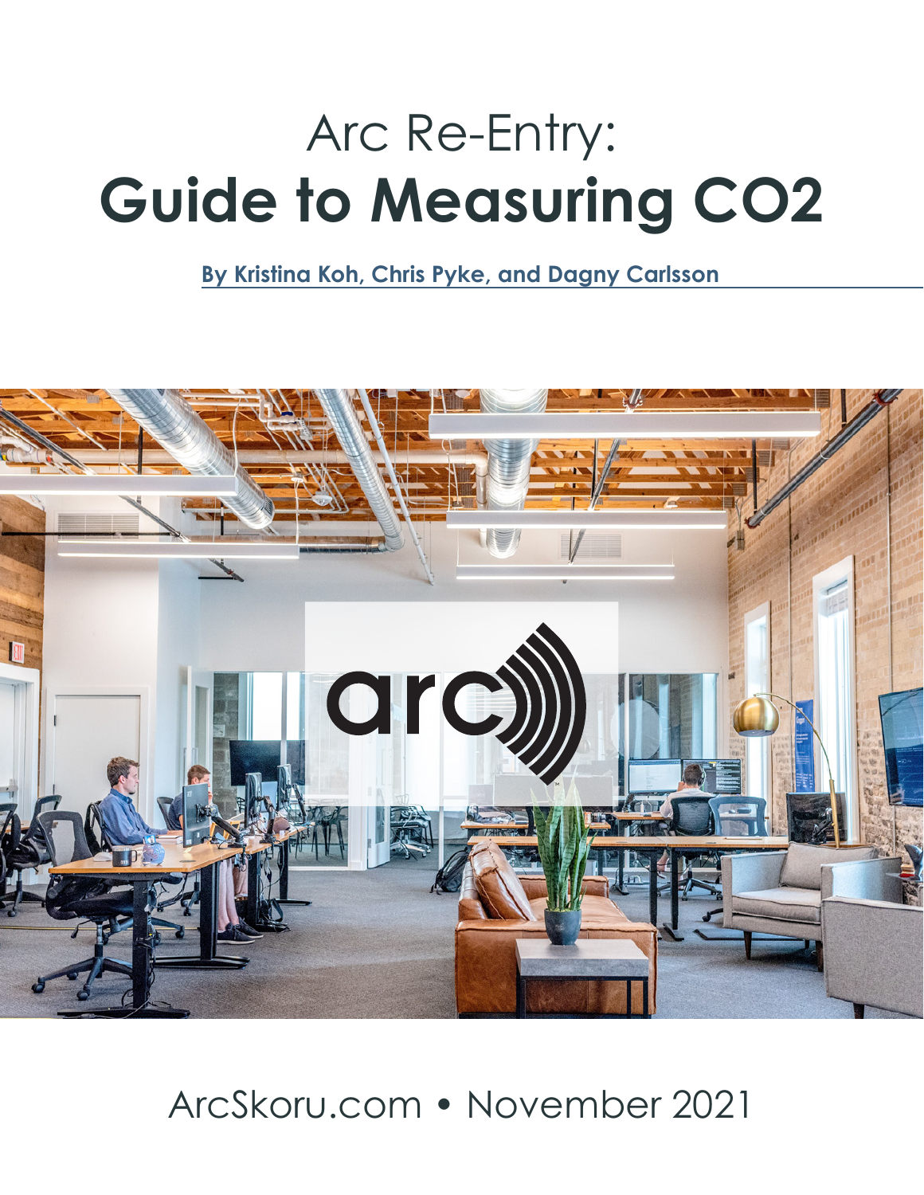# Arc Re-Entry: Guide to Measuring CO2

**By Kristina Koh, Chris Pyke, and Dagny Carlsson**

ArcSkoru.com • November 2021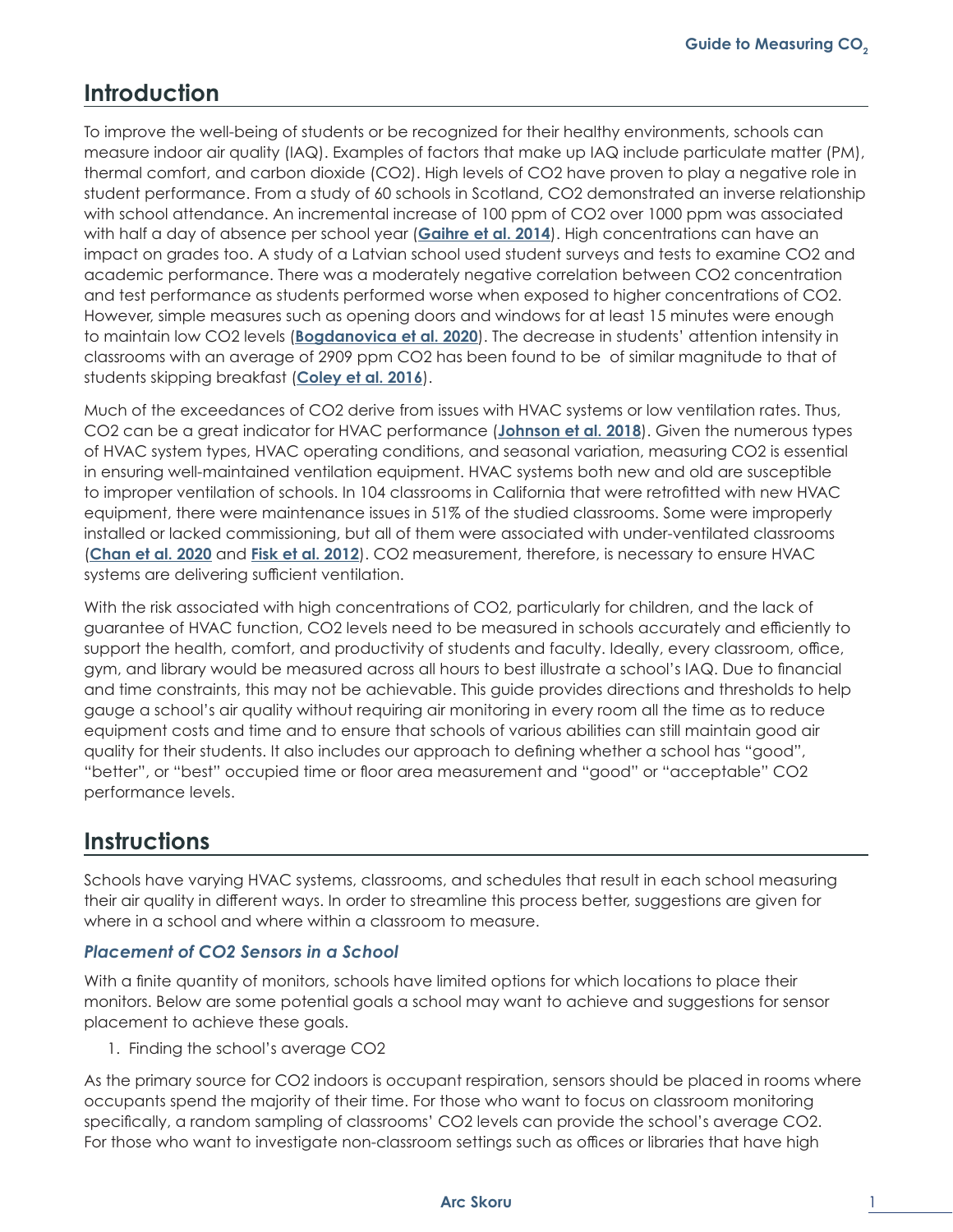## Introduction

To improve the well-being of students or be recognized for their healthy environments, schools can measure indoor air quality (IAQ). Examples of factors that make up IAQ include particulate matter (PM), thermal comfort, and carbon dioxide (CO2). High levels of CO2 have proven to play a negative role in student performance. From a study of 60 schools in Scotland, CO2 demonstrated an inverse relationship with school attendance. An incremental increase of 100 ppm of CO2 over 1000 ppm was associated with half a day of absence per school year (**Gaihre et al. 2014**). High concentrations can have an impact on grades too. A study of a Latvian school used student surveys and tests to examine CO2 and academic performance. There was a moderately negative correlation between CO2 concentration and test performance as students performed worse when exposed to higher concentrations of CO2. However, simple measures such as opening doors and windows for at least 15 minutes were enough to maintain low CO2 levels (**Bogdanovica et al. 2020**). The decrease in students' attention intensity in classrooms with an average of 2909 ppm CO2 has been found to be of similar magnitude to that of students skipping breakfast (**Coley et al. 2016**).

Much of the exceedances of CO2 derive from issues with HVAC systems or low ventilation rates. Thus, CO2 can be a great indicator for HVAC performance (**Johnson et al. 2018**). Given the numerous types of HVAC system types, HVAC operating conditions, and seasonal variation, measuring CO2 is essential in ensuring well-maintained ventilation equipment. HVAC systems both new and old are susceptible to improper ventilation of schools. In 104 classrooms in California that were retrofitted with new HVAC equipment, there were maintenance issues in 51% of the studied classrooms. Some were improperly installed or lacked commissioning, but all of them were associated with under-ventilated classrooms (**Chan et al. 2020** and **Fisk et al. 2012**). CO2 measurement, therefore, is necessary to ensure HVAC systems are delivering sufficient ventilation.

With the risk associated with high concentrations of CO2, particularly for children, and the lack of guarantee of HVAC function, CO2 levels need to be measured in schools accurately and efficiently to support the health, comfort, and productivity of students and faculty. Ideally, every classroom, office, gym, and library would be measured across all hours to best illustrate a school's IAQ. Due to financial and time constraints, this may not be achievable. This guide provides directions and thresholds to help gauge a school's air quality without requiring air monitoring in every room all the time as to reduce equipment costs and time and to ensure that schools of various abilities can still maintain good air quality for their students. It also includes our approach to defining whether a school has "good", "better", or "best" occupied time or floor area measurement and "good" or "acceptable" CO2 performance levels.

## Instructions

Schools have varying HVAC systems, classrooms, and schedules that result in each school measuring their air quality in different ways. In order to streamline this process better, suggestions are given for where in a school and where within a classroom to measure.

### *Placement of CO2 Sensors in a School*

With a finite quantity of monitors, schools have limited options for which locations to place their monitors. Below are some potential goals a school may want to achieve and suggestions for sensor placement to achieve these goals.

1. Finding the school's average CO2

As the primary source for CO2 indoors is occupant respiration, sensors should be placed in rooms where occupants spend the majority of their time. For those who want to focus on classroom monitoring specifically, a random sampling of classrooms' CO2 levels can provide the school's average CO2. For those who want to investigate non-classroom settings such as offices or libraries that have high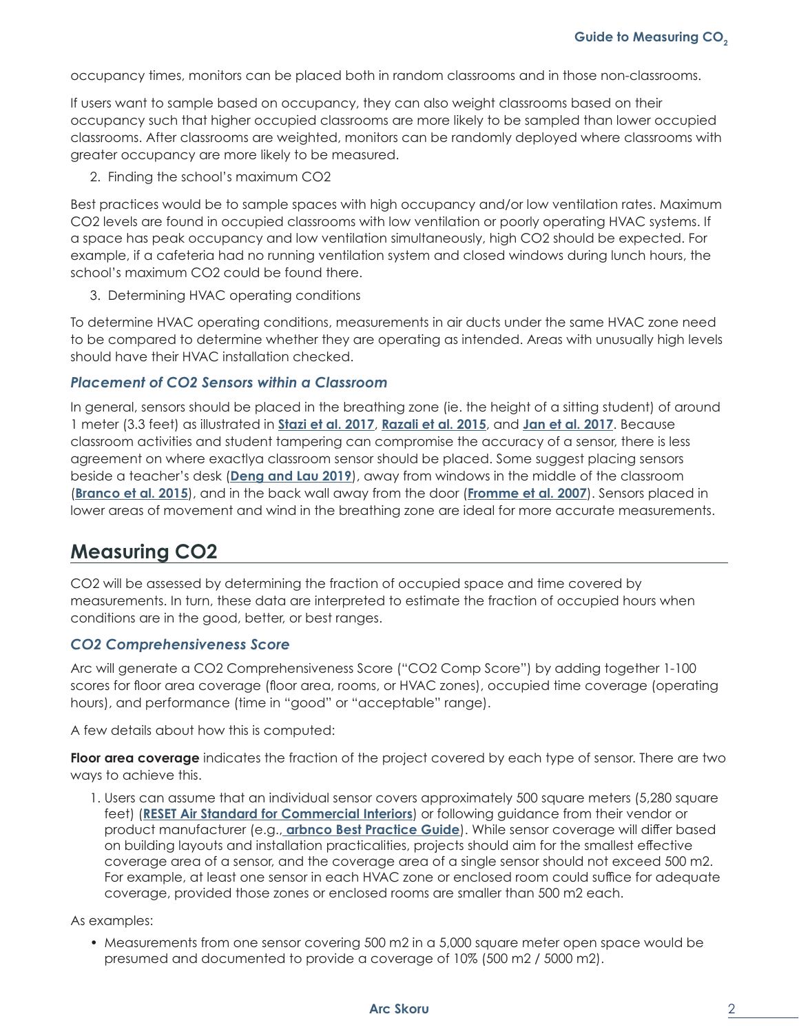occupancy times, monitors can be placed both in random classrooms and in those non-classrooms.

If users want to sample based on occupancy, they can also weight classrooms based on their occupancy such that higher occupied classrooms are more likely to be sampled than lower occupied classrooms. After classrooms are weighted, monitors can be randomly deployed where classrooms with greater occupancy are more likely to be measured.

2. Finding the school's maximum CO2

Best practices would be to sample spaces with high occupancy and/or low ventilation rates. Maximum CO2 levels are found in occupied classrooms with low ventilation or poorly operating HVAC systems. If a space has peak occupancy and low ventilation simultaneously, high CO2 should be expected. For example, if a cafeteria had no running ventilation system and closed windows during lunch hours, the school's maximum CO2 could be found there.

3. Determining HVAC operating conditions

To determine HVAC operating conditions, measurements in air ducts under the same HVAC zone need to be compared to determine whether they are operating as intended. Areas with unusually high levels should have their HVAC installation checked.

### *Placement of CO2 Sensors within a Classroom*

In general, sensors should be placed in the breathing zone (ie. the height of a sitting student) of around 1 meter (3.3 feet) as illustrated in **Stazi et al. 2017**, **Razali et al. 2015**, and **Jan et al. 2017**. Because classroom activities and student tampering can compromise the accuracy of a sensor, there is less agreement on where exactlya classroom sensor should be placed. Some suggest placing sensors beside a teacher's desk (**Deng and Lau 2019**), away from windows in the middle of the classroom (**Branco et al. 2015**), and in the back wall away from the door (**Fromme et al. 2007**). Sensors placed in lower areas of movement and wind in the breathing zone are ideal for more accurate measurements.

## Measuring CO2

CO2 will be assessed by determining the fraction of occupied space and time covered by measurements. In turn, these data are interpreted to estimate the fraction of occupied hours when conditions are in the good, better, or best ranges.

### *CO2 Comprehensiveness Score*

Arc will generate a CO2 Comprehensiveness Score ("CO2 Comp Score") by adding together 1-100 scores for floor area coverage (floor area, rooms, or HVAC zones), occupied time coverage (operating hours), and performance (time in "good" or "acceptable" range).

A few details about how this is computed:

**Floor area coverage** indicates the fraction of the project covered by each type of sensor. There are two ways to achieve this.

1. Users can assume that an individual sensor covers approximately 500 square meters (5,280 square feet) (**RESET Air Standard for Commercial Interiors**) or following guidance from their vendor or product manufacturer (e.g., **arbnco Best Practice Guide**). While sensor coverage will differ based on building layouts and installation practicalities, projects should aim for the smallest effective coverage area of a sensor, and the coverage area of a single sensor should not exceed 500 m2. For example, at least one sensor in each HVAC zone or enclosed room could suffice for adequate coverage, provided those zones or enclosed rooms are smaller than 500 m2 each.

As examples:

- Measurements from one sensor covering 500 m2 in a 5,000 square meter open space would be presumed and documented to provide a coverage of 10% (500 m2 / 5000 m2).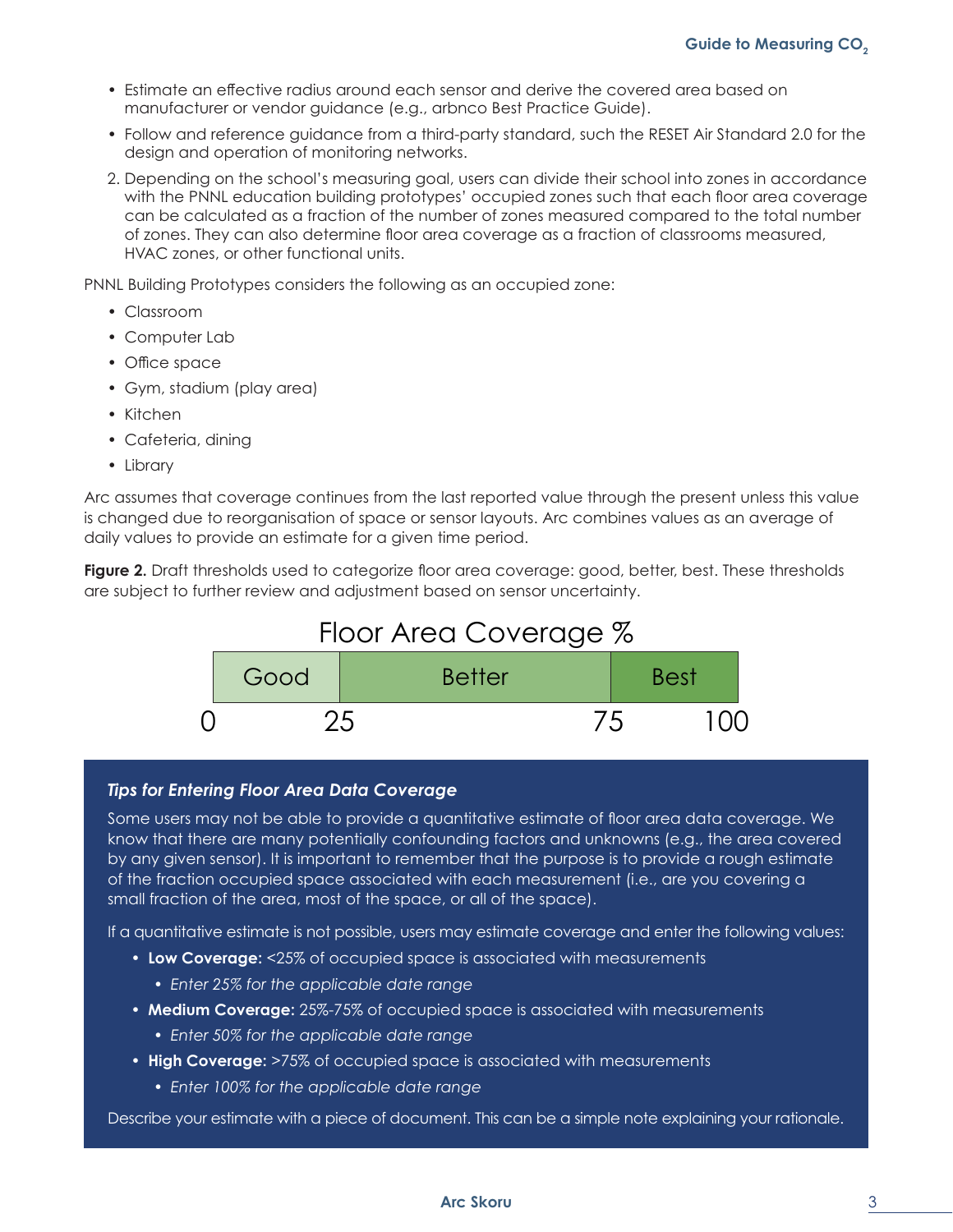- Estimate an effective radius around each sensor and derive the covered area based on manufacturer or vendor guidance (e.g., arbnco Best Practice Guide).
- Follow and reference guidance from a third-party standard, such the RESET Air Standard 2.0 for the design and operation of monitoring networks.

2. Depending on the school's measuring goal, users can divide their school into zones in accordance with the PNNL education building prototypes' occupied zones such that each floor area coverage can be calculated as a fraction of the number of zones measured compared to the total number of zones. They can also determine floor area coverage as a fraction of classrooms measured, HVAC zones, or other functional units.

PNNL Building Prototypes considers the following as an occupied zone:

- Classroom
- Computer Lab
- Office space
- Gym, stadium (play area)
- Kitchen
- Cafeteria, dining
- Library

Arc assumes that coverage continues from the last reported value through the present unless this value is changed due to reorganisation of space or sensor layouts. Arc combines values as an average of daily values to provide an estimate for a given time period.

**Figure 2.** Draft thresholds used to categorize floor area coverage: good, better, best. These thresholds are subject to further review and adjustment based on sensor uncertainty.

Floor Area Coverage %

| Good | Better | Best |
|---|---|---|
| 0–25 | 25–75 | 75–100 |

### *Tips for Entering Floor Area Data Coverage*

Some users may not be able to provide a quantitative estimate of floor area data coverage. We know that there are many potentially confounding factors and unknowns (e.g., the area covered by any given sensor). It is important to remember that the purpose is to provide a rough estimate of the fraction occupied space associated with each measurement (i.e., are you covering a small fraction of the area, most of the space, or all of the space).

If a quantitative estimate is not possible, users may estimate coverage and enter the following values:

- **Low Coverage:** <25% of occupied space is associated with measurements
  - *Enter 25% for the applicable date range*
- **Medium Coverage:** 25%-75% of occupied space is associated with measurements
  - *Enter 50% for the applicable date range*
- **High Coverage:** >75% of occupied space is associated with measurements
  - *Enter 100% for the applicable date range*

Describe your estimate with a piece of document. This can be a simple note explaining your rationale.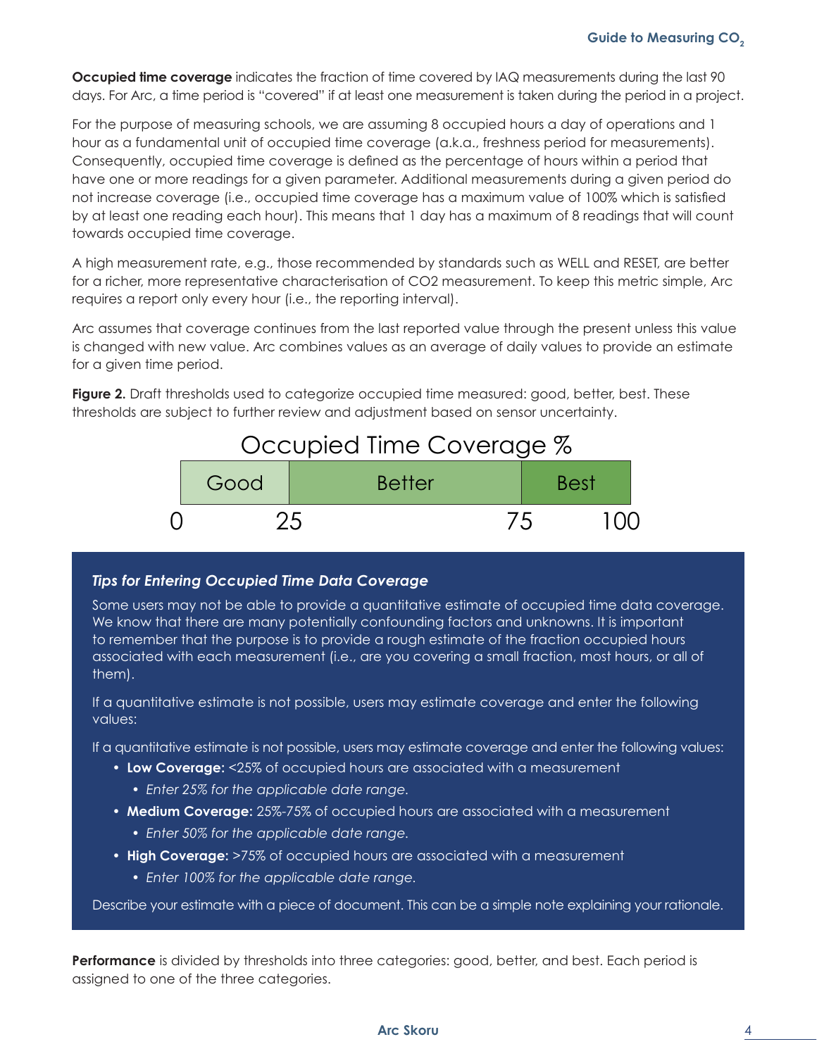**Occupied time coverage** indicates the fraction of time covered by IAQ measurements during the last 90 days. For Arc, a time period is "covered" if at least one measurement is taken during the period in a project.

For the purpose of measuring schools, we are assuming 8 occupied hours a day of operations and 1 hour as a fundamental unit of occupied time coverage (a.k.a., freshness period for measurements). Consequently, occupied time coverage is defined as the percentage of hours within a period that have one or more readings for a given parameter. Additional measurements during a given period do not increase coverage (i.e., occupied time coverage has a maximum value of 100% which is satisfied by at least one reading each hour). This means that 1 day has a maximum of 8 readings that will count towards occupied time coverage.

A high measurement rate, e.g., those recommended by standards such as WELL and RESET, are better for a richer, more representative characterisation of CO2 measurement. To keep this metric simple, Arc requires a report only every hour (i.e., the reporting interval).

Arc assumes that coverage continues from the last reported value through the present unless this value is changed with new value. Arc combines values as an average of daily values to provide an estimate for a given time period.

**Figure 2.** Draft thresholds used to categorize occupied time measured: good, better, best. These thresholds are subject to further review and adjustment based on sensor uncertainty.

Occupied Time Coverage %

| Good | Better | Best |
|---|---|---|
| 0–25 | 25–75 | 75–100 |

### *Tips for Entering Occupied Time Data Coverage*

Some users may not be able to provide a quantitative estimate of occupied time data coverage. We know that there are many potentially confounding factors and unknowns. It is important to remember that the purpose is to provide a rough estimate of the fraction occupied hours associated with each measurement (i.e., are you covering a small fraction, most hours, or all of them).

If a quantitative estimate is not possible, users may estimate coverage and enter the following values:

If a quantitative estimate is not possible, users may estimate coverage and enter the following values:

- **Low Coverage:** <25% of occupied hours are associated with a measurement
  - *Enter 25% for the applicable date range.*
- **Medium Coverage:** 25%-75% of occupied hours are associated with a measurement
  - *Enter 50% for the applicable date range.*
- **High Coverage:** >75% of occupied hours are associated with a measurement
  - *Enter 100% for the applicable date range.*

Describe your estimate with a piece of document. This can be a simple note explaining your rationale.

**Performance** is divided by thresholds into three categories: good, better, and best. Each period is assigned to one of the three categories.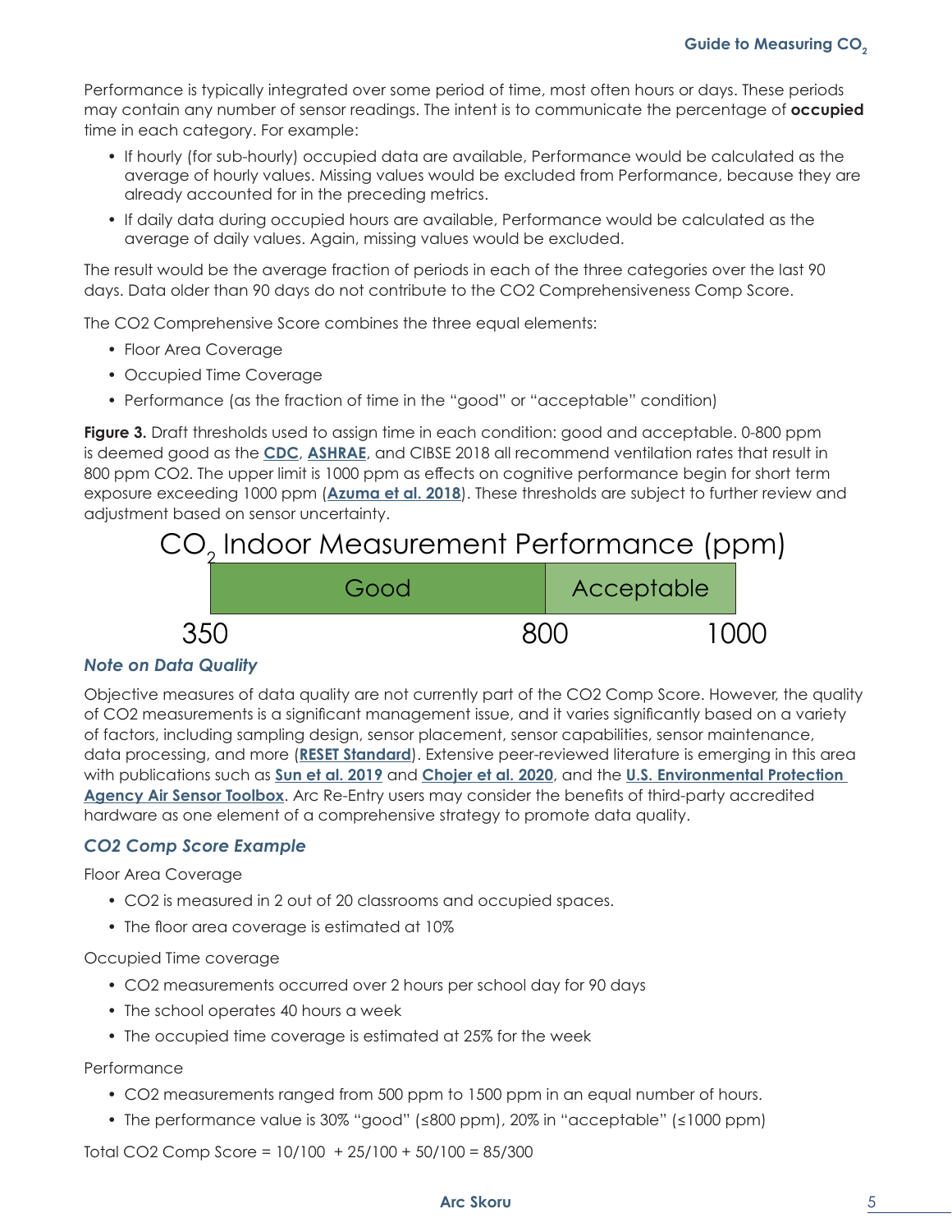Performance is typically integrated over some period of time, most often hours or days. These periods may contain any number of sensor readings. The intent is to communicate the percentage of **occupied** time in each category. For example:

- If hourly (for sub-hourly) occupied data are available, Performance would be calculated as the average of hourly values. Missing values would be excluded from Performance, because they are already accounted for in the preceding metrics.
- If daily data during occupied hours are available, Performance would be calculated as the average of daily values. Again, missing values would be excluded.

The result would be the average fraction of periods in each of the three categories over the last 90 days. Data older than 90 days do not contribute to the CO2 Comprehensiveness Comp Score.

The CO2 Comprehensive Score combines the three equal elements:

- Floor Area Coverage
- Occupied Time Coverage
- Performance (as the fraction of time in the "good" or "acceptable" condition)

**Figure 3.** Draft thresholds used to assign time in each condition: good and acceptable. 0-800 ppm is deemed good as the **CDC**, **ASHRAE**, and CIBSE 2018 all recommend ventilation rates that result in 800 ppm CO2. The upper limit is 1000 ppm as effects on cognitive performance begin for short term exposure exceeding 1000 ppm (**Azuma et al. 2018**). These thresholds are subject to further review and adjustment based on sensor uncertainty.

$CO_2$ Indoor Measurement Performance (ppm)

| Good | Acceptable |
|---|---|
| 350 – 800 | 800 – 1000 |

### *Note on Data Quality*

Objective measures of data quality are not currently part of the CO2 Comp Score. However, the quality of CO2 measurements is a significant management issue, and it varies significantly based on a variety of factors, including sampling design, sensor placement, sensor capabilities, sensor maintenance, data processing, and more (**RESET Standard**). Extensive peer-reviewed literature is emerging in this area with publications such as **Sun et al. 2019** and **Chojer et al. 2020**, and the **U.S. Environmental Protection Agency Air Sensor Toolbox**. Arc Re-Entry users may consider the benefits of third-party accredited hardware as one element of a comprehensive strategy to promote data quality.

### *CO2 Comp Score Example*

Floor Area Coverage

- CO2 is measured in 2 out of 20 classrooms and occupied spaces.
- The floor area coverage is estimated at 10%

Occupied Time coverage

- CO2 measurements occurred over 2 hours per school day for 90 days
- The school operates 40 hours a week
- The occupied time coverage is estimated at 25% for the week

Performance

- CO2 measurements ranged from 500 ppm to 1500 ppm in an equal number of hours.
- The performance value is 30% "good" (≤800 ppm), 20% in "acceptable" (≤1000 ppm)

Total CO2 Comp Score = 10/100 + 25/100 + 50/100 = 85/300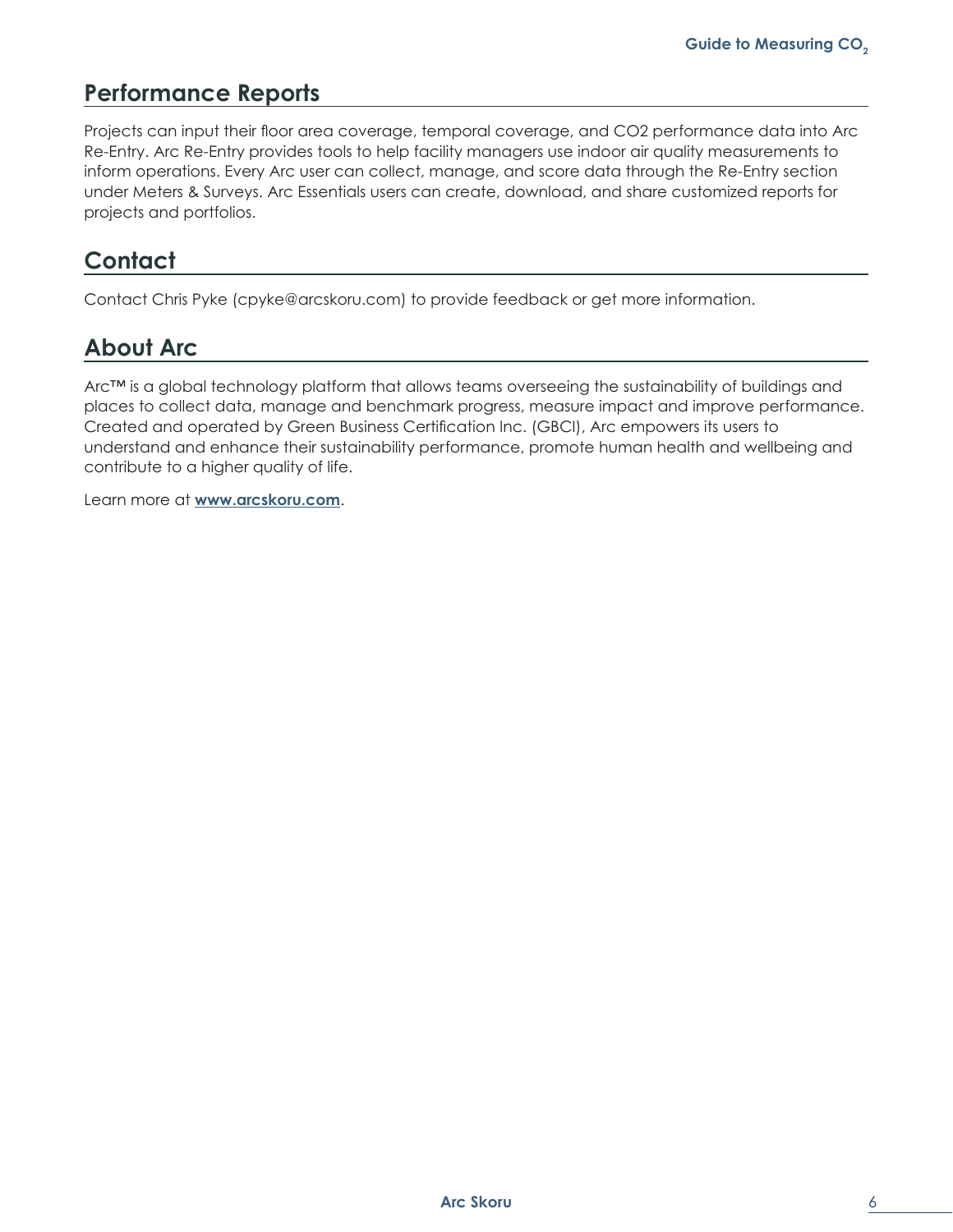## Performance Reports

Projects can input their floor area coverage, temporal coverage, and CO2 performance data into Arc Re-Entry. Arc Re-Entry provides tools to help facility managers use indoor air quality measurements to inform operations. Every Arc user can collect, manage, and score data through the Re-Entry section under Meters & Surveys. Arc Essentials users can create, download, and share customized reports for projects and portfolios.

## Contact

Contact Chris Pyke (cpyke@arcskoru.com) to provide feedback or get more information.

## About Arc

Arc™ is a global technology platform that allows teams overseeing the sustainability of buildings and places to collect data, manage and benchmark progress, measure impact and improve performance. Created and operated by Green Business Certification Inc. (GBCI), Arc empowers its users to understand and enhance their sustainability performance, promote human health and wellbeing and contribute to a higher quality of life.

Learn more at **[www.arcskoru.com](http://www.arcskoru.com)**.